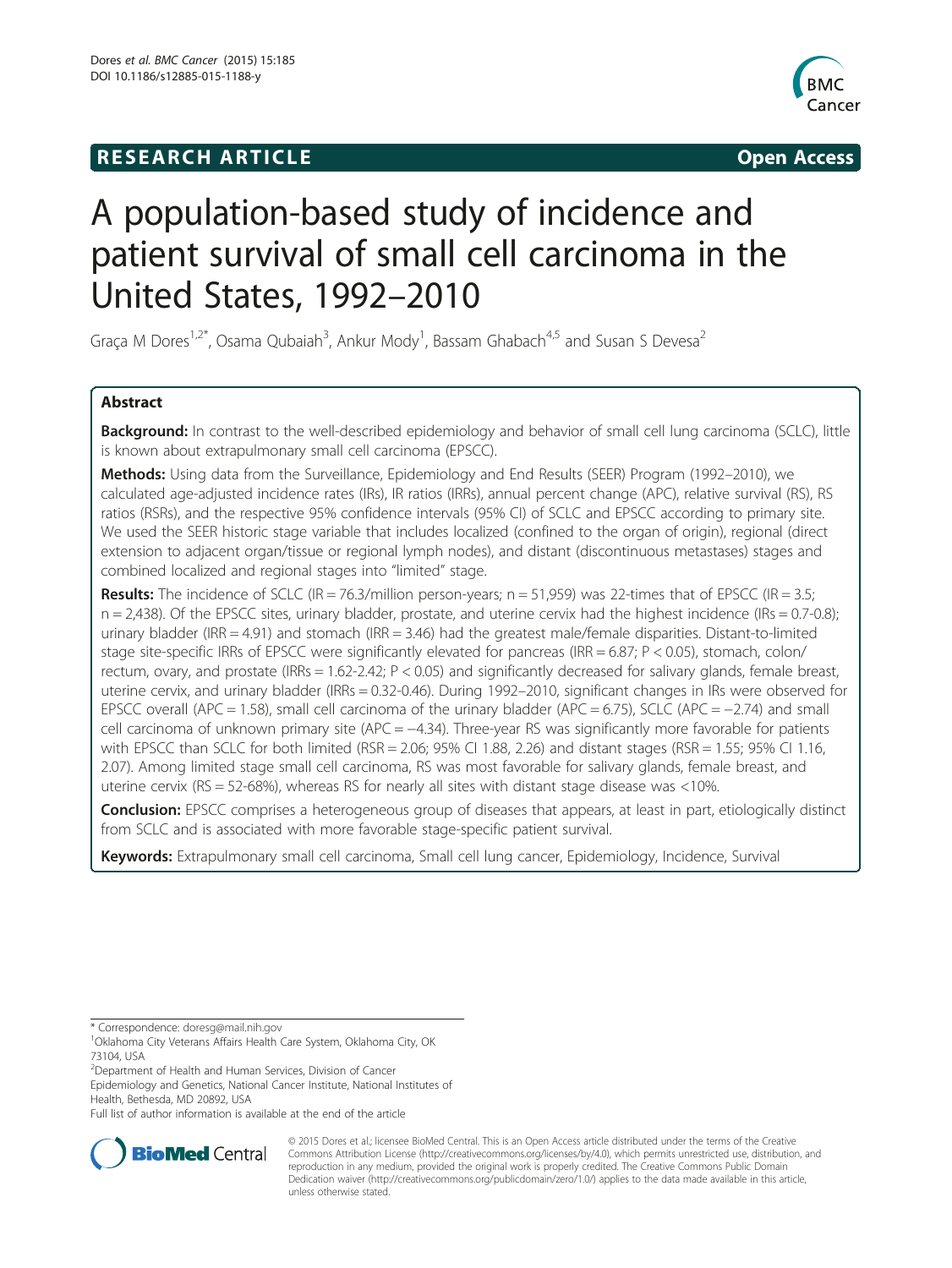# RESEARCH ARTICLE

Open Access

# A population-based study of incidence and patient survival of small cell carcinoma in the United States, 1992–2010

Graça M Dores[1,2*], Osama Qubaiah[3], Ankur Mody[1], Bassam Ghabach[4,5] and Susan S Devesa[2]

## Abstract

**Background:** In contrast to the well-described epidemiology and behavior of small cell lung carcinoma (SCLC), little is known about extrapulmonary small cell carcinoma (EPSCC).

**Methods:** Using data from the Surveillance, Epidemiology and End Results (SEER) Program (1992–2010), we calculated age-adjusted incidence rates (IRs), IR ratios (IRRs), annual percent change (APC), relative survival (RS), RS ratios (RSRs), and the respective 95% confidence intervals (95% CI) of SCLC and EPSCC according to primary site. We used the SEER historic stage variable that includes localized (confined to the organ of origin), regional (direct extension to adjacent organ/tissue or regional lymph nodes), and distant (discontinuous metastases) stages and combined localized and regional stages into "limited" stage.

**Results:** The incidence of SCLC (IR = 76.3/million person-years; n = 51,959) was 22-times that of EPSCC (IR = 3.5; n = 2,438). Of the EPSCC sites, urinary bladder, prostate, and uterine cervix had the highest incidence (IRs = 0.7-0.8); urinary bladder (IRR = 4.91) and stomach (IRR = 3.46) had the greatest male/female disparities. Distant-to-limited stage site-specific IRRs of EPSCC were significantly elevated for pancreas (IRR = 6.87; $P < 0.05$), stomach, colon/rectum, ovary, and prostate (IRRs = 1.62-2.42; $P < 0.05$) and significantly decreased for salivary glands, female breast, uterine cervix, and urinary bladder (IRRs = 0.32-0.46). During 1992–2010, significant changes in IRs were observed for EPSCC overall (APC = 1.58), small cell carcinoma of the urinary bladder (APC = 6.75), SCLC (APC = −2.74) and small cell carcinoma of unknown primary site (APC = −4.34). Three-year RS was significantly more favorable for patients with EPSCC than SCLC for both limited (RSR = 2.06; 95% CI 1.88, 2.26) and distant stages (RSR = 1.55; 95% CI 1.16, 2.07). Among limited stage small cell carcinoma, RS was most favorable for salivary glands, female breast, and uterine cervix (RS = 52-68%), whereas RS for nearly all sites with distant stage disease was <10%.

**Conclusion:** EPSCC comprises a heterogeneous group of diseases that appears, at least in part, etiologically distinct from SCLC and is associated with more favorable stage-specific patient survival.

**Keywords:** Extrapulmonary small cell carcinoma, Small cell lung cancer, Epidemiology, Incidence, Survival

---

\* Correspondence: doresg@mail.nih.gov
[1]Oklahoma City Veterans Affairs Health Care System, Oklahoma City, OK 73104, USA
[2]Department of Health and Human Services, Division of Cancer Epidemiology and Genetics, National Cancer Institute, National Institutes of Health, Bethesda, MD 20892, USA
Full list of author information is available at the end of the article

© 2015 Dores et al.; licensee BioMed Central. This is an Open Access article distributed under the terms of the Creative Commons Attribution License (http://creativecommons.org/licenses/by/4.0), which permits unrestricted use, distribution, and reproduction in any medium, provided the original work is properly credited. The Creative Commons Public Domain Dedication waiver (http://creativecommons.org/publicdomain/zero/1.0/) applies to the data made available in this article, unless otherwise stated.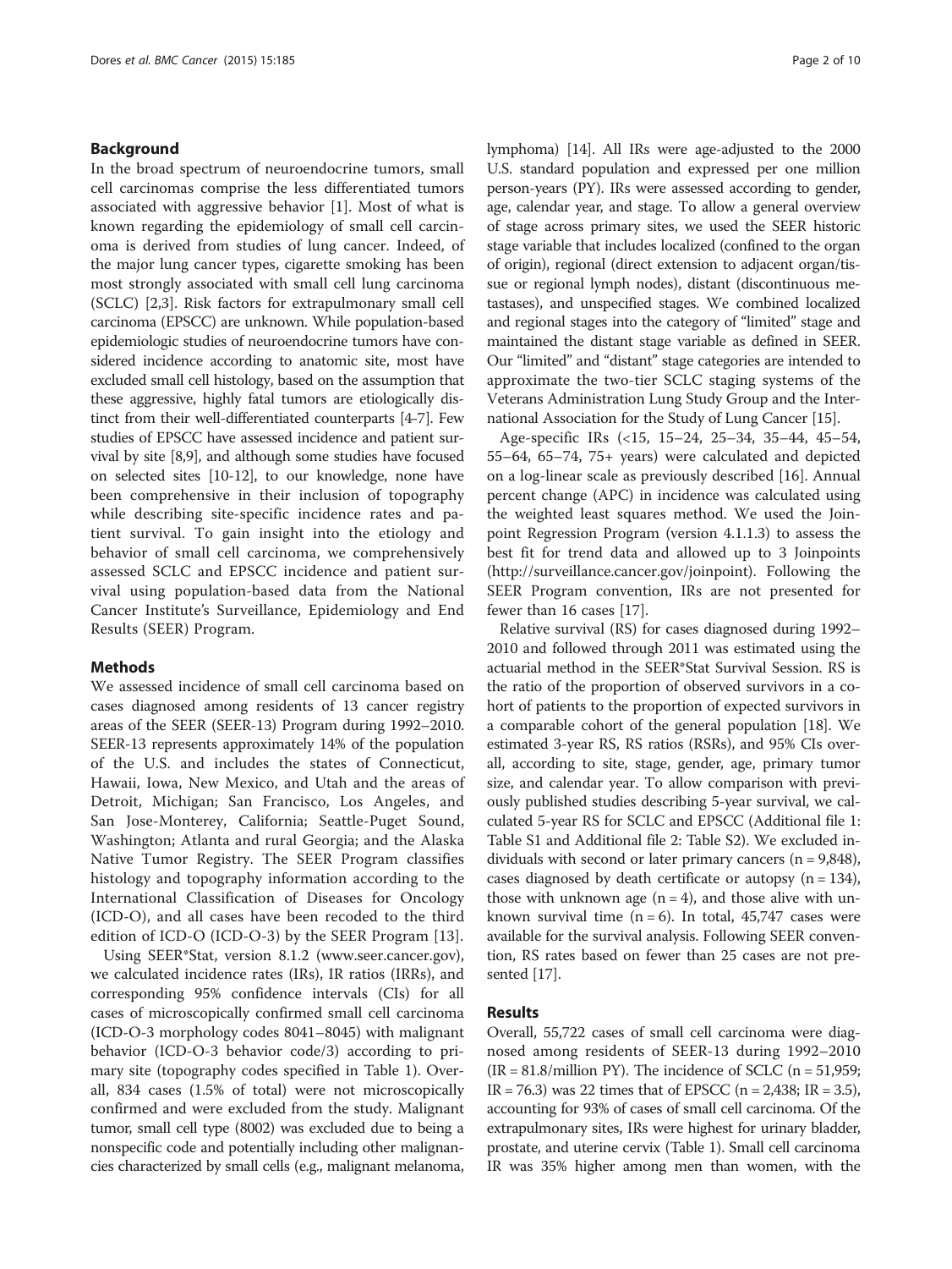## Background

In the broad spectrum of neuroendocrine tumors, small cell carcinomas comprise the less differentiated tumors associated with aggressive behavior [1]. Most of what is known regarding the epidemiology of small cell carcinoma is derived from studies of lung cancer. Indeed, of the major lung cancer types, cigarette smoking has been most strongly associated with small cell lung carcinoma (SCLC) [2,3]. Risk factors for extrapulmonary small cell carcinoma (EPSCC) are unknown. While population-based epidemiologic studies of neuroendocrine tumors have considered incidence according to anatomic site, most have excluded small cell histology, based on the assumption that these aggressive, highly fatal tumors are etiologically distinct from their well-differentiated counterparts [4-7]. Few studies of EPSCC have assessed incidence and patient survival by site [8,9], and although some studies have focused on selected sites [10-12], to our knowledge, none have been comprehensive in their inclusion of topography while describing site-specific incidence rates and patient survival. To gain insight into the etiology and behavior of small cell carcinoma, we comprehensively assessed SCLC and EPSCC incidence and patient survival using population-based data from the National Cancer Institute's Surveillance, Epidemiology and End Results (SEER) Program.

## Methods

We assessed incidence of small cell carcinoma based on cases diagnosed among residents of 13 cancer registry areas of the SEER (SEER-13) Program during 1992–2010. SEER-13 represents approximately 14% of the population of the U.S. and includes the states of Connecticut, Hawaii, Iowa, New Mexico, and Utah and the areas of Detroit, Michigan; San Francisco, Los Angeles, and San Jose-Monterey, California; Seattle-Puget Sound, Washington; Atlanta and rural Georgia; and the Alaska Native Tumor Registry. The SEER Program classifies histology and topography information according to the International Classification of Diseases for Oncology (ICD-O), and all cases have been recoded to the third edition of ICD-O (ICD-O-3) by the SEER Program [13].

Using SEER*Stat, version 8.1.2 (www.seer.cancer.gov), we calculated incidence rates (IRs), IR ratios (IRRs), and corresponding 95% confidence intervals (CIs) for all cases of microscopically confirmed small cell carcinoma (ICD-O-3 morphology codes 8041–8045) with malignant behavior (ICD-O-3 behavior code/3) according to primary site (topography codes specified in Table 1). Overall, 834 cases (1.5% of total) were not microscopically confirmed and were excluded from the study. Malignant tumor, small cell type (8002) was excluded due to being a nonspecific code and potentially including other malignancies characterized by small cells (e.g., malignant melanoma, lymphoma) [14]. All IRs were age-adjusted to the 2000 U.S. standard population and expressed per one million person-years (PY). IRs were assessed according to gender, age, calendar year, and stage. To allow a general overview of stage across primary sites, we used the SEER historic stage variable that includes localized (confined to the organ of origin), regional (direct extension to adjacent organ/tissue or regional lymph nodes), distant (discontinuous metastases), and unspecified stages. We combined localized and regional stages into the category of "limited" stage and maintained the distant stage variable as defined in SEER. Our "limited" and "distant" stage categories are intended to approximate the two-tier SCLC staging systems of the Veterans Administration Lung Study Group and the International Association for the Study of Lung Cancer [15].

Age-specific IRs (<15, 15–24, 25–34, 35–44, 45–54, 55–64, 65–74, 75+ years) were calculated and depicted on a log-linear scale as previously described [16]. Annual percent change (APC) in incidence was calculated using the weighted least squares method. We used the Joinpoint Regression Program (version 4.1.1.3) to assess the best fit for trend data and allowed up to 3 Joinpoints (http://surveillance.cancer.gov/joinpoint). Following the SEER Program convention, IRs are not presented for fewer than 16 cases [17].

Relative survival (RS) for cases diagnosed during 1992–2010 and followed through 2011 was estimated using the actuarial method in the SEER*Stat Survival Session. RS is the ratio of the proportion of observed survivors in a cohort of patients to the proportion of expected survivors in a comparable cohort of the general population [18]. We estimated 3-year RS, RS ratios (RSRs), and 95% CIs overall, according to site, stage, gender, age, primary tumor size, and calendar year. To allow comparison with previously published studies describing 5-year survival, we calculated 5-year RS for SCLC and EPSCC (Additional file 1: Table S1 and Additional file 2: Table S2). We excluded individuals with second or later primary cancers (n = 9,848), cases diagnosed by death certificate or autopsy (n = 134), those with unknown age (n = 4), and those alive with unknown survival time (n = 6). In total, 45,747 cases were available for the survival analysis. Following SEER convention, RS rates based on fewer than 25 cases are not presented [17].

## Results

Overall, 55,722 cases of small cell carcinoma were diagnosed among residents of SEER-13 during 1992–2010 (IR = 81.8/million PY). The incidence of SCLC (n = 51,959; IR = 76.3) was 22 times that of EPSCC (n = 2,438; IR = 3.5), accounting for 93% of cases of small cell carcinoma. Of the extrapulmonary sites, IRs were highest for urinary bladder, prostate, and uterine cervix (Table 1). Small cell carcinoma IR was 35% higher among men than women, with the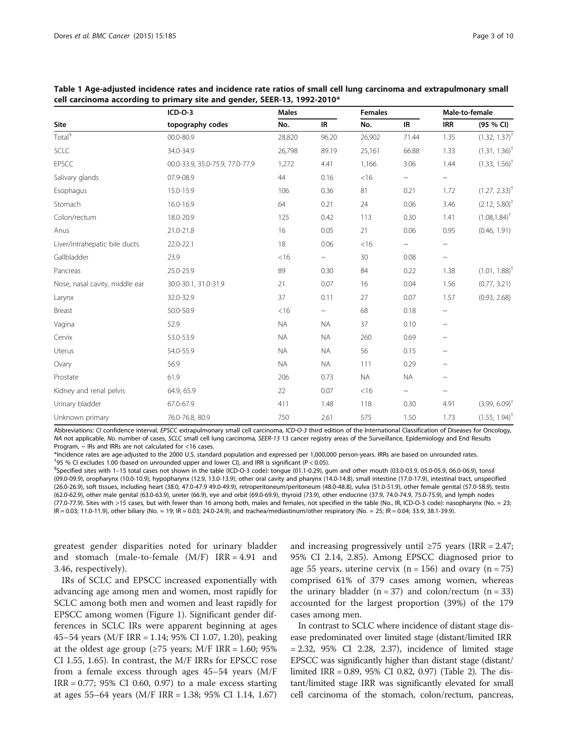**Table 1 Age-adjusted incidence rates and incidence rate ratios of small cell lung carcinoma and extrapulmonary small cell carcinoma according to primary site and gender, SEER-13, 1992-2010***

| Site | ICD-O-3 topography codes | Males | | Females | | Male-to-female | |
|---|---|---|---|---|---|---|---|
| | | No. | IR | No. | IR | IRR | (95 % CI) |
| Total[§] | 00.0-80.9 | 28,820 | 96.20 | 26,902 | 71.44 | 1.35 | (1.32, 1.37)[†] |
| SCLC | 34.0-34.9 | 26,798 | 89.19 | 25,161 | 66.88 | 1.33 | (1.31, 1.36)[†] |
| EPSCC | 00.0-33.9, 35.0-75.9, 77.0-77.9 | 1,272 | 4.41 | 1,166 | 3.06 | 1.44 | (1.33, 1.56)[†] |
| Salivary glands | 07.9-08.9 | 44 | 0.16 | <16 | ~ | ~ | |
| Esophagus | 15.0-15.9 | 106 | 0.36 | 81 | 0.21 | 1.72 | (1.27, 2.33)[†] |
| Stomach | 16.0-16.9 | 64 | 0.21 | 24 | 0.06 | 3.46 | (2.12, 5.80)[†] |
| Colon/rectum | 18.0-20.9 | 125 | 0.42 | 113 | 0.30 | 1.41 | (1.08,1.84)[†] |
| Anus | 21.0-21.8 | 16 | 0.05 | 21 | 0.06 | 0.95 | (0.46, 1.91) |
| Liver/intrahepatic bile ducts | 22.0-22.1 | 18 | 0.06 | <16 | ~ | ~ | |
| Gallbladder | 23.9 | <16 | ~ | 30 | 0.08 | ~ | |
| Pancreas | 25.0-25.9 | 89 | 0.30 | 84 | 0.22 | 1.38 | (1.01, 1.88)[†] |
| Nose, nasal cavity, middle ear | 30.0-30.1, 31.0-31.9 | 21 | 0.07 | 16 | 0.04 | 1.56 | (0.77, 3.21) |
| Larynx | 32.0-32.9 | 37 | 0.11 | 27 | 0.07 | 1.57 | (0.93, 2.68) |
| Breast | 50.0-50.9 | <16 | ~ | 68 | 0.18 | ~ | |
| Vagina | 52.9 | NA | NA | 37 | 0.10 | ~ | |
| Cervix | 53.0-53.9 | NA | NA | 260 | 0.69 | ~ | |
| Uterus | 54.0-55.9 | NA | NA | 56 | 0.15 | ~ | |
| Ovary | 56.9 | NA | NA | 111 | 0.29 | ~ | |
| Prostate | 61.9 | 206 | 0.73 | NA | NA | ~ | |
| Kidney and renal pelvis | 64.9, 65.9 | 22 | 0.07 | <16 | ~ | ~ | |
| Urinary bladder | 67.0-67.9 | 411 | 1.48 | 118 | 0.30 | 4.91 | (3.99, 6.09)[†] |
| Unknown primary | 76.0-76.8, 80.9 | 750 | 2.61 | 575 | 1.50 | 1.73 | (1.55, 1.94)[†] |

Abbreviations: *CI* confidence interval, *EPSCC* extrapulmonary small cell carcinoma, *ICD-O-3* third edition of the International Classification of Diseases for Oncology, *NA* not applicable, *No.* number of cases, *SCLC* small cell lung carcinoma, *SEER-13* 13 cancer registry areas of the Surveillance, Epidemiology and End Results Program, ~ IRs and IRRs are not calculated for <16 cases.

*Incidence rates are age-adjusted to the 2000 U.S. standard population and expressed per 1,000,000 person-years. IRRs are based on unrounded rates.

[†]95 % CI excludes 1.00 (based on unrounded upper and lower CI), and IRR is significant ($P < 0.05$).

[§]Specified sites with 1–15 total cases not shown in the table (ICD-O-3 code): tongue (01.1-0.29), gum and other mouth (03.0-03.9, 05.0-05.9, 06.0-06.9), tonsil (09.0-09.9), oropharynx (10.0-10.9), hypopharynx (12.9, 13.0-13.9), other oral cavity and pharynx (14.0-14.8), small intestine (17.0-17.9), intestinal tract, unspecified (26.0-26.9), soft tissues, including heart (38.0, 47.0-47.9 49.0-49.9), retroperitoneum/peritoneum (48.0-48.8), vulva (51.0-51.9), other female genital (57.0-58.9), testis (62.0-62.9), other male genital (63.0-63.9), ureter (66.9), eye and orbit (69.0-69.9), thyroid (73.9), other endocrine (37.9, 74.0-74.9, 75.0-75.9), and lymph nodes (77.0-77.9). Sites with >15 cases, but with fewer than 16 among both, males and females, not specified in the table (No., IR, ICD-O-3 code): nasopharynx (No. = 23; IR = 0.03; 11.0-11.9), other biliary (No. = 19; IR = 0.03; 24.0-24.9), and trachea/mediastinum/other respiratory (No. = 25; IR = 0.04; 33.9, 38.1-39.9).

greatest gender disparities noted for urinary bladder and stomach (male-to-female (M/F) IRR = 4.91 and 3.46, respectively).

IRs of SCLC and EPSCC increased exponentially with advancing age among men and women, most rapidly for SCLC among both men and women and least rapidly for EPSCC among women (Figure 1). Significant gender differences in SCLC IRs were apparent beginning at ages 45–54 years (M/F IRR = 1.14; 95% CI 1.07, 1.20), peaking at the oldest age group (≥75 years; M/F IRR = 1.60; 95% CI 1.55, 1.65). In contrast, the M/F IRRs for EPSCC rose from a female excess through ages 45–54 years (M/F IRR = 0.77; 95% CI 0.60, 0.97) to a male excess starting at ages 55–64 years (M/F IRR = 1.38; 95% CI 1.14, 1.67) and increasing progressively until ≥75 years (IRR = 2.47; 95% CI 2.14, 2.85). Among EPSCC diagnosed prior to age 55 years, uterine cervix (n = 156) and ovary (n = 75) comprised 61% of 379 cases among women, whereas the urinary bladder (n = 37) and colon/rectum (n = 33) accounted for the largest proportion (39%) of the 179 cases among men.

In contrast to SCLC where incidence of distant stage disease predominated over limited stage (distant/limited IRR = 2.32, 95% CI 2.28, 2.37), incidence of limited stage EPSCC was significantly higher than distant stage (distant/limited IRR = 0.89, 95% CI 0.82, 0.97) (Table 2). The distant/limited stage IRR was significantly elevated for small cell carcinoma of the stomach, colon/rectum, pancreas,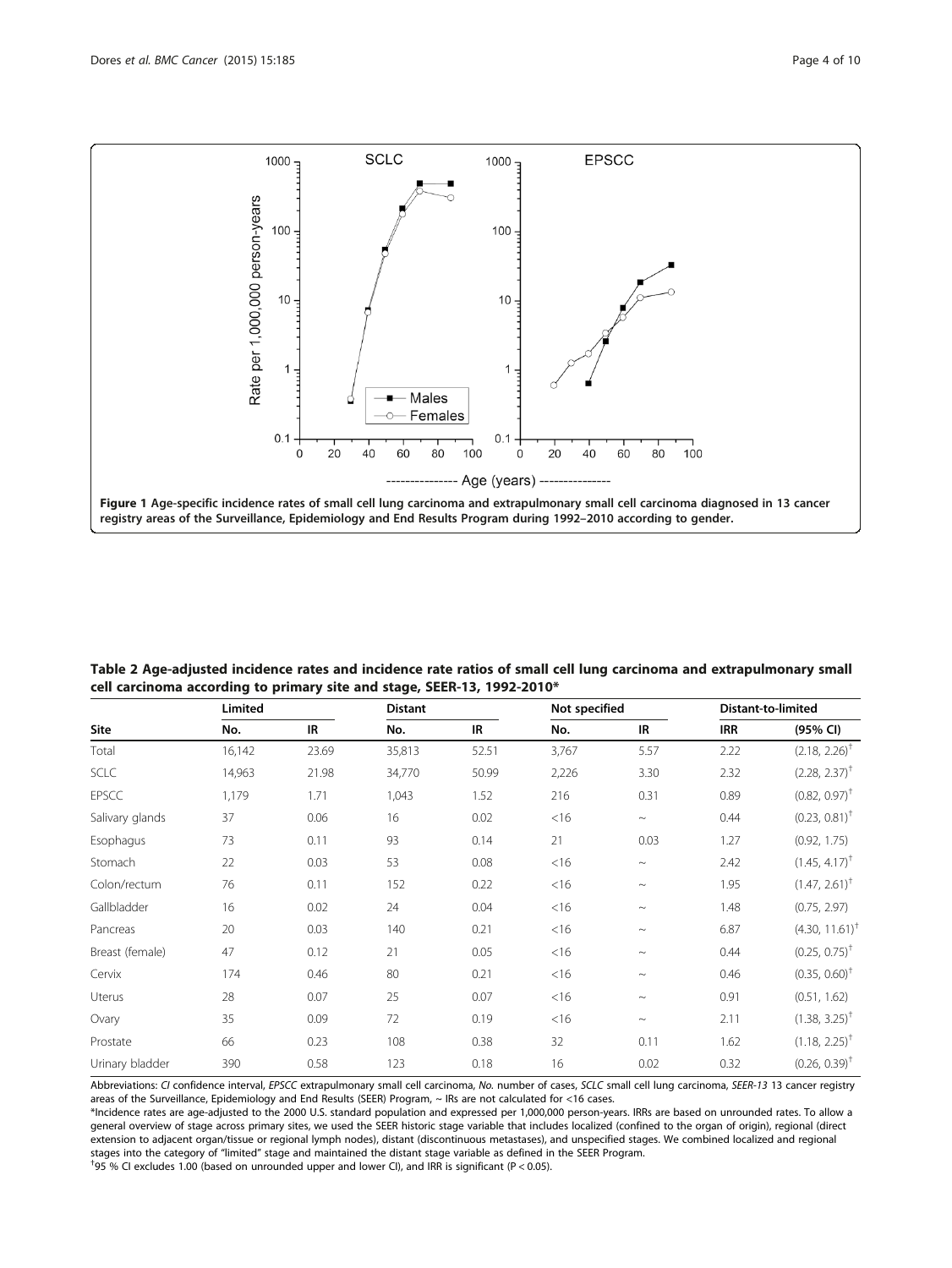**Figure 1 Age-specific incidence rates of small cell lung carcinoma and extrapulmonary small cell carcinoma diagnosed in 13 cancer registry areas of the Surveillance, Epidemiology and End Results Program during 1992–2010 according to gender.**

**Table 2 Age-adjusted incidence rates and incidence rate ratios of small cell lung carcinoma and extrapulmonary small cell carcinoma according to primary site and stage, SEER-13, 1992-2010***

| Site | Limited | | Distant | | Not specified | | Distant-to-limited | |
|---|---|---|---|---|---|---|---|---|
| | No. | IR | No. | IR | No. | IR | IRR | (95% CI) |
| Total | 16,142 | 23.69 | 35,813 | 52.51 | 3,767 | 5.57 | 2.22 | (2.18, 2.26)[†] |
| SCLC | 14,963 | 21.98 | 34,770 | 50.99 | 2,226 | 3.30 | 2.32 | (2.28, 2.37)[†] |
| EPSCC | 1,179 | 1.71 | 1,043 | 1.52 | 216 | 0.31 | 0.89 | (0.82, 0.97)[†] |
| Salivary glands | 37 | 0.06 | 16 | 0.02 | <16 | ~ | 0.44 | (0.23, 0.81)[†] |
| Esophagus | 73 | 0.11 | 93 | 0.14 | 21 | 0.03 | 1.27 | (0.92, 1.75) |
| Stomach | 22 | 0.03 | 53 | 0.08 | <16 | ~ | 2.42 | (1.45, 4.17)[†] |
| Colon/rectum | 76 | 0.11 | 152 | 0.22 | <16 | ~ | 1.95 | (1.47, 2.61)[†] |
| Gallbladder | 16 | 0.02 | 24 | 0.04 | <16 | ~ | 1.48 | (0.75, 2.97) |
| Pancreas | 20 | 0.03 | 140 | 0.21 | <16 | ~ | 6.87 | (4.30, 11.61)[†] |
| Breast (female) | 47 | 0.12 | 21 | 0.05 | <16 | ~ | 0.44 | (0.25, 0.75)[†] |
| Cervix | 174 | 0.46 | 80 | 0.21 | <16 | ~ | 0.46 | (0.35, 0.60)[†] |
| Uterus | 28 | 0.07 | 25 | 0.07 | <16 | ~ | 0.91 | (0.51, 1.62) |
| Ovary | 35 | 0.09 | 72 | 0.19 | <16 | ~ | 2.11 | (1.38, 3.25)[†] |
| Prostate | 66 | 0.23 | 108 | 0.38 | 32 | 0.11 | 1.62 | (1.18, 2.25)[†] |
| Urinary bladder | 390 | 0.58 | 123 | 0.18 | 16 | 0.02 | 0.32 | (0.26, 0.39)[†] |

Abbreviations: *CI* confidence interval, *EPSCC* extrapulmonary small cell carcinoma, *No.* number of cases, *SCLC* small cell lung carcinoma, *SEER-13* 13 cancer registry areas of the Surveillance, Epidemiology and End Results (SEER) Program, ~ IRs are not calculated for <16 cases.

*Incidence rates are age-adjusted to the 2000 U.S. standard population and expressed per 1,000,000 person-years. IRRs are based on unrounded rates. To allow a general overview of stage across primary sites, we used the SEER historic stage variable that includes localized (confined to the organ of origin), regional (direct extension to adjacent organ/tissue or regional lymph nodes), distant (discontinuous metastases), and unspecified stages. We combined localized and regional stages into the category of "limited" stage and maintained the distant stage variable as defined in the SEER Program.

[†]95 % CI excludes 1.00 (based on unrounded upper and lower CI), and IRR is significant ($P < 0.05$).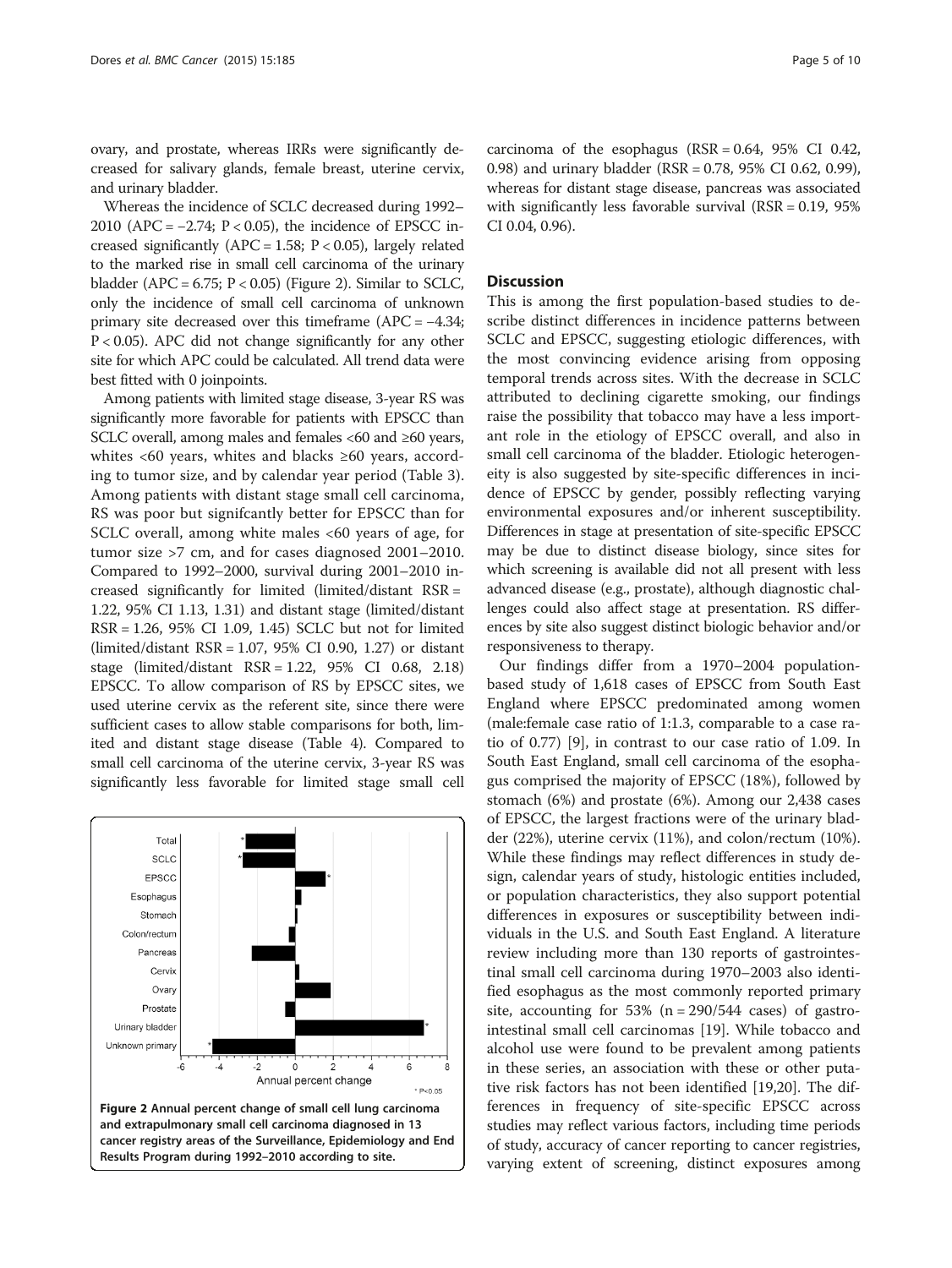ovary, and prostate, whereas IRRs were significantly decreased for salivary glands, female breast, uterine cervix, and urinary bladder.

Whereas the incidence of SCLC decreased during 1992–2010 (APC = −2.74; $P < 0.05$), the incidence of EPSCC increased significantly (APC = 1.58; $P < 0.05$), largely related to the marked rise in small cell carcinoma of the urinary bladder (APC = 6.75; $P < 0.05$) (Figure 2). Similar to SCLC, only the incidence of small cell carcinoma of unknown primary site decreased over this timeframe (APC = −4.34; $P < 0.05$). APC did not change significantly for any other site for which APC could be calculated. All trend data were best fitted with 0 joinpoints.

Among patients with limited stage disease, 3-year RS was significantly more favorable for patients with EPSCC than SCLC overall, among males and females <60 and ≥60 years, whites <60 years, whites and blacks ≥60 years, according to tumor size, and by calendar year period (Table 3). Among patients with distant stage small cell carcinoma, RS was poor but signifcantly better for EPSCC than for SCLC overall, among white males <60 years of age, for tumor size >7 cm, and for cases diagnosed 2001–2010. Compared to 1992–2000, survival during 2001–2010 increased significantly for limited (limited/distant RSR = 1.22, 95% CI 1.13, 1.31) and distant stage (limited/distant RSR = 1.26, 95% CI 1.09, 1.45) SCLC but not for limited (limited/distant RSR = 1.07, 95% CI 0.90, 1.27) or distant stage (limited/distant RSR = 1.22, 95% CI 0.68, 2.18) EPSCC. To allow comparison of RS by EPSCC sites, we used uterine cervix as the referent site, since there were sufficient cases to allow stable comparisons for both, limited and distant stage disease (Table 4). Compared to small cell carcinoma of the uterine cervix, 3-year RS was significantly less favorable for limited stage small cell carcinoma of the esophagus (RSR = 0.64, 95% CI 0.42, 0.98) and urinary bladder (RSR = 0.78, 95% CI 0.62, 0.99), whereas for distant stage disease, pancreas was associated with significantly less favorable survival (RSR = 0.19, 95% CI 0.04, 0.96).

**Figure 2 Annual percent change of small cell lung carcinoma and extrapulmonary small cell carcinoma diagnosed in 13 cancer registry areas of the Surveillance, Epidemiology and End Results Program during 1992–2010 according to site.**

## Discussion

This is among the first population-based studies to describe distinct differences in incidence patterns between SCLC and EPSCC, suggesting etiologic differences, with the most convincing evidence arising from opposing temporal trends across sites. With the decrease in SCLC attributed to declining cigarette smoking, our findings raise the possibility that tobacco may have a less important role in the etiology of EPSCC overall, and also in small cell carcinoma of the bladder. Etiologic heterogeneity is also suggested by site-specific differences in incidence of EPSCC by gender, possibly reflecting varying environmental exposures and/or inherent susceptibility. Differences in stage at presentation of site-specific EPSCC may be due to distinct disease biology, since sites for which screening is available did not all present with less advanced disease (e.g., prostate), although diagnostic challenges could also affect stage at presentation. RS differences by site also suggest distinct biologic behavior and/or responsiveness to therapy.

Our findings differ from a 1970–2004 population-based study of 1,618 cases of EPSCC from South East England where EPSCC predominated among women (male:female case ratio of 1:1.3, comparable to a case ratio of 0.77) [9], in contrast to our case ratio of 1.09. In South East England, small cell carcinoma of the esophagus comprised the majority of EPSCC (18%), followed by stomach (6%) and prostate (6%). Among our 2,438 cases of EPSCC, the largest fractions were of the urinary bladder (22%), uterine cervix (11%), and colon/rectum (10%). While these findings may reflect differences in study design, calendar years of study, histologic entities included, or population characteristics, they also support potential differences in exposures or susceptibility between individuals in the U.S. and South East England. A literature review including more than 130 reports of gastrointestinal small cell carcinoma during 1970–2003 also identified esophagus as the most commonly reported primary site, accounting for 53% (n = 290/544 cases) of gastrointestinal small cell carcinomas [19]. While tobacco and alcohol use were found to be prevalent among patients in these series, an association with these or other putative risk factors has not been identified [19,20]. The differences in frequency of site-specific EPSCC across studies may reflect various factors, including time periods of study, accuracy of cancer reporting to cancer registries, varying extent of screening, distinct exposures among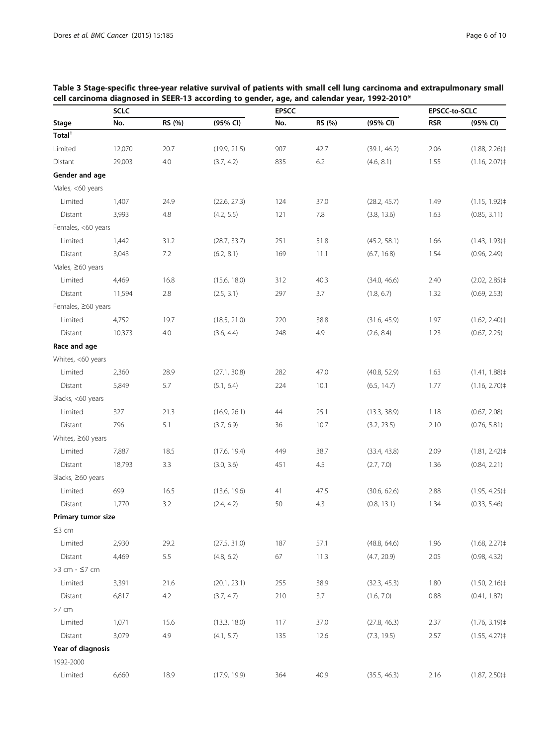**Table 3 Stage-specific three-year relative survival of patients with small cell lung carcinoma and extrapulmonary small cell carcinoma diagnosed in SEER-13 according to gender, age, and calendar year, 1992-2010***

| | SCLC | | | EPSCC | | | EPSCC-to-SCLC | |
|---|---|---|---|---|---|---|---|---|
| **Stage** | **No.** | **RS (%)** | **(95% CI)** | **No.** | **RS (%)** | **(95% CI)** | **RSR** | **(95% CI)** |
| **Total**[†] | | | | | | | | |
| Limited | 12,070 | 20.7 | (19.9, 21.5) | 907 | 42.7 | (39.1, 46.2) | 2.06 | (1.88, 2.26)‡ |
| Distant | 29,003 | 4.0 | (3.7, 4.2) | 835 | 6.2 | (4.6, 8.1) | 1.55 | (1.16, 2.07)‡ |
| **Gender and age** | | | | | | | | |
| Males, <60 years | | | | | | | | |
| Limited | 1,407 | 24.9 | (22.6, 27.3) | 124 | 37.0 | (28.2, 45.7) | 1.49 | (1.15, 1.92)‡ |
| Distant | 3,993 | 4.8 | (4.2, 5.5) | 121 | 7.8 | (3.8, 13.6) | 1.63 | (0.85, 3.11) |
| Females, <60 years | | | | | | | | |
| Limited | 1,442 | 31.2 | (28.7, 33.7) | 251 | 51.8 | (45.2, 58.1) | 1.66 | (1.43, 1.93)‡ |
| Distant | 3,043 | 7.2 | (6.2, 8.1) | 169 | 11.1 | (6.7, 16.8) | 1.54 | (0.96, 2.49) |
| Males, ≥60 years | | | | | | | | |
| Limited | 4,469 | 16.8 | (15.6, 18.0) | 312 | 40.3 | (34.0, 46.6) | 2.40 | (2.02, 2.85)‡ |
| Distant | 11,594 | 2.8 | (2.5, 3.1) | 297 | 3.7 | (1.8, 6.7) | 1.32 | (0.69, 2.53) |
| Females, ≥60 years | | | | | | | | |
| Limited | 4,752 | 19.7 | (18.5, 21.0) | 220 | 38.8 | (31.6, 45.9) | 1.97 | (1.62, 2.40)‡ |
| Distant | 10,373 | 4.0 | (3.6, 4.4) | 248 | 4.9 | (2.6, 8.4) | 1.23 | (0.67, 2.25) |
| **Race and age** | | | | | | | | |
| Whites, <60 years | | | | | | | | |
| Limited | 2,360 | 28.9 | (27.1, 30.8) | 282 | 47.0 | (40.8, 52.9) | 1.63 | (1.41, 1.88)‡ |
| Distant | 5,849 | 5.7 | (5.1, 6.4) | 224 | 10.1 | (6.5, 14.7) | 1.77 | (1.16, 2.70)‡ |
| Blacks, <60 years | | | | | | | | |
| Limited | 327 | 21.3 | (16.9, 26.1) | 44 | 25.1 | (13.3, 38.9) | 1.18 | (0.67, 2.08) |
| Distant | 796 | 5.1 | (3.7, 6.9) | 36 | 10.7 | (3.2, 23.5) | 2.10 | (0.76, 5.81) |
| Whites, ≥60 years | | | | | | | | |
| Limited | 7,887 | 18.5 | (17.6, 19.4) | 449 | 38.7 | (33.4, 43.8) | 2.09 | (1.81, 2.42)‡ |
| Distant | 18,793 | 3.3 | (3.0, 3.6) | 451 | 4.5 | (2.7, 7.0) | 1.36 | (0.84, 2.21) |
| Blacks, ≥60 years | | | | | | | | |
| Limited | 699 | 16.5 | (13.6, 19.6) | 41 | 47.5 | (30.6, 62.6) | 2.88 | (1.95, 4.25)‡ |
| Distant | 1,770 | 3.2 | (2.4, 4.2) | 50 | 4.3 | (0.8, 13.1) | 1.34 | (0.33, 5.46) |
| **Primary tumor size** | | | | | | | | |
| ≤3 cm | | | | | | | | |
| Limited | 2,930 | 29.2 | (27.5, 31.0) | 187 | 57.1 | (48.8, 64.6) | 1.96 | (1.68, 2.27)‡ |
| Distant | 4,469 | 5.5 | (4.8, 6.2) | 67 | 11.3 | (4.7, 20.9) | 2.05 | (0.98, 4.32) |
| >3 cm - ≤7 cm | | | | | | | | |
| Limited | 3,391 | 21.6 | (20.1, 23.1) | 255 | 38.9 | (32.3, 45.3) | 1.80 | (1.50, 2.16)‡ |
| Distant | 6,817 | 4.2 | (3.7, 4.7) | 210 | 3.7 | (1.6, 7.0) | 0.88 | (0.41, 1.87) |
| >7 cm | | | | | | | | |
| Limited | 1,071 | 15.6 | (13.3, 18.0) | 117 | 37.0 | (27.8, 46.3) | 2.37 | (1.76, 3.19)‡ |
| Distant | 3,079 | 4.9 | (4.1, 5.7) | 135 | 12.6 | (7.3, 19.5) | 2.57 | (1.55, 4.27)‡ |
| **Year of diagnosis** | | | | | | | | |
| 1992-2000 | | | | | | | | |
| Limited | 6,660 | 18.9 | (17.9, 19.9) | 364 | 40.9 | (35.5, 46.3) | 2.16 | (1.87, 2.50)‡ |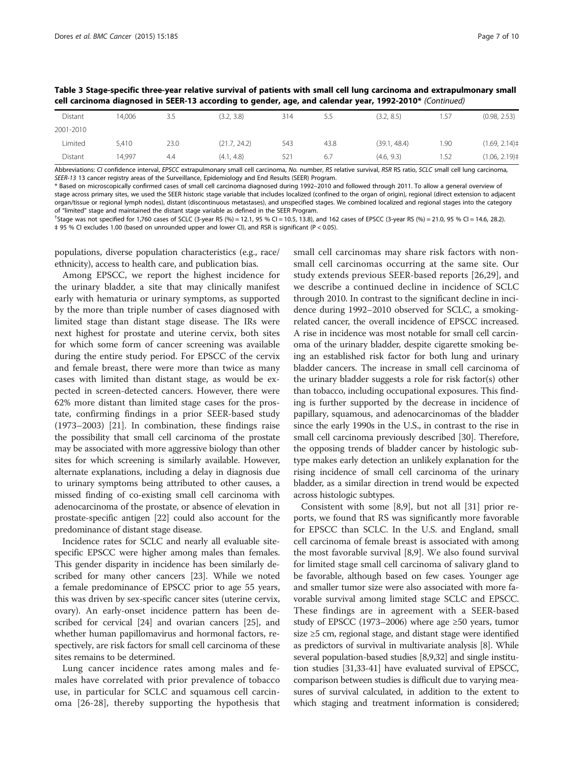**Table 3 Stage-specific three-year relative survival of patients with small cell lung carcinoma and extrapulmonary small cell carcinoma diagnosed in SEER-13 according to gender, age, and calendar year, 1992-2010*** *(Continued)*

| | | | | | | | | |
|---|---|---|---|---|---|---|---|---|
| Distant | 14,006 | 3.5 | (3.2, 3.8) | 314 | 5.5 | (3.2, 8.5) | 1.57 | (0.98, 2.53) |
| 2001-2010 | | | | | | | | |
| Limited | 5,410 | 23.0 | (21.7, 24.2) | 543 | 43.8 | (39.1, 48.4) | 1.90 | (1.69, 2.14)‡ |
| Distant | 14,997 | 4.4 | (4.1, 4.8) | 521 | 6.7 | (4.6, 9.3) | 1.52 | (1.06, 2.19)‡ |

Abbreviations: *CI* confidence interval, *EPSCC* extrapulmonary small cell carcinoma, *No.* number, *RS* relative survival, *RSR* RS ratio, *SCLC* small cell lung carcinoma, *SEER-13* 13 cancer registry areas of the Surveillance, Epidemiology and End Results (SEER) Program.

\* Based on microscopically confirmed cases of small cell carcinoma diagnosed during 1992–2010 and followed through 2011. To allow a general overview of stage across primary sites, we used the SEER historic stage variable that includes localized (confined to the organ of origin), regional (direct extension to adjacent organ/tissue or regional lymph nodes), distant (discontinuous metastases), and unspecified stages. We combined localized and regional stages into the category of "limited" stage and maintained the distant stage variable as defined in the SEER Program.

†Stage was not specified for 1,760 cases of SCLC (3-year RS (%) = 12.1, 95 % CI = 10.5, 13.8), and 162 cases of EPSCC (3-year RS (%) = 21.0, 95 % CI = 14.6, 28.2).

‡ 95 % CI excludes 1.00 (based on unrounded upper and lower CI), and RSR is significant ($P < 0.05$).

populations, diverse population characteristics (e.g., race/ethnicity), access to health care, and publication bias.

Among EPSCC, we report the highest incidence for the urinary bladder, a site that may clinically manifest early with hematuria or urinary symptoms, as supported by the more than triple number of cases diagnosed with limited stage than distant stage disease. The IRs were next highest for prostate and uterine cervix, both sites for which some form of cancer screening was available during the entire study period. For EPSCC of the cervix and female breast, there were more than twice as many cases with limited than distant stage, as would be expected in screen-detected cancers. However, there were 62% more distant than limited stage cases for the prostate, confirming findings in a prior SEER-based study (1973–2003) [21]. In combination, these findings raise the possibility that small cell carcinoma of the prostate may be associated with more aggressive biology than other sites for which screening is similarly available. However, alternate explanations, including a delay in diagnosis due to urinary symptoms being attributed to other causes, a missed finding of co-existing small cell carcinoma with adenocarcinoma of the prostate, or absence of elevation in prostate-specific antigen [22] could also account for the predominance of distant stage disease.

Incidence rates for SCLC and nearly all evaluable site-specific EPSCC were higher among males than females. This gender disparity in incidence has been similarly described for many other cancers [23]. While we noted a female predominance of EPSCC prior to age 55 years, this was driven by sex-specific cancer sites (uterine cervix, ovary). An early-onset incidence pattern has been described for cervical [24] and ovarian cancers [25], and whether human papillomavirus and hormonal factors, respectively, are risk factors for small cell carcinoma of these sites remains to be determined.

Lung cancer incidence rates among males and females have correlated with prior prevalence of tobacco use, in particular for SCLC and squamous cell carcinoma [26-28], thereby supporting the hypothesis that small cell carcinomas may share risk factors with non-small cell carcinomas occurring at the same site. Our study extends previous SEER-based reports [26,29], and we describe a continued decline in incidence of SCLC through 2010. In contrast to the significant decline in incidence during 1992–2010 observed for SCLC, a smoking-related cancer, the overall incidence of EPSCC increased. A rise in incidence was most notable for small cell carcinoma of the urinary bladder, despite cigarette smoking being an established risk factor for both lung and urinary bladder cancers. The increase in small cell carcinoma of the urinary bladder suggests a role for risk factor(s) other than tobacco, including occupational exposures. This finding is further supported by the decrease in incidence of papillary, squamous, and adenocarcinomas of the bladder since the early 1990s in the U.S., in contrast to the rise in small cell carcinoma previously described [30]. Therefore, the opposing trends of bladder cancer by histologic subtype makes early detection an unlikely explanation for the rising incidence of small cell carcinoma of the urinary bladder, as a similar direction in trend would be expected across histologic subtypes.

Consistent with some [8,9], but not all [31] prior reports, we found that RS was significantly more favorable for EPSCC than SCLC. In the U.S. and England, small cell carcinoma of female breast is associated with among the most favorable survival [8,9]. We also found survival for limited stage small cell carcinoma of salivary gland to be favorable, although based on few cases. Younger age and smaller tumor size were also associated with more favorable survival among limited stage SCLC and EPSCC. These findings are in agreement with a SEER-based study of EPSCC (1973–2006) where age ≥50 years, tumor size ≥5 cm, regional stage, and distant stage were identified as predictors of survival in multivariate analysis [8]. While several population-based studies [8,9,32] and single institution studies [31,33-41] have evaluated survival of EPSCC, comparison between studies is difficult due to varying measures of survival calculated, in addition to the extent to which staging and treatment information is considered;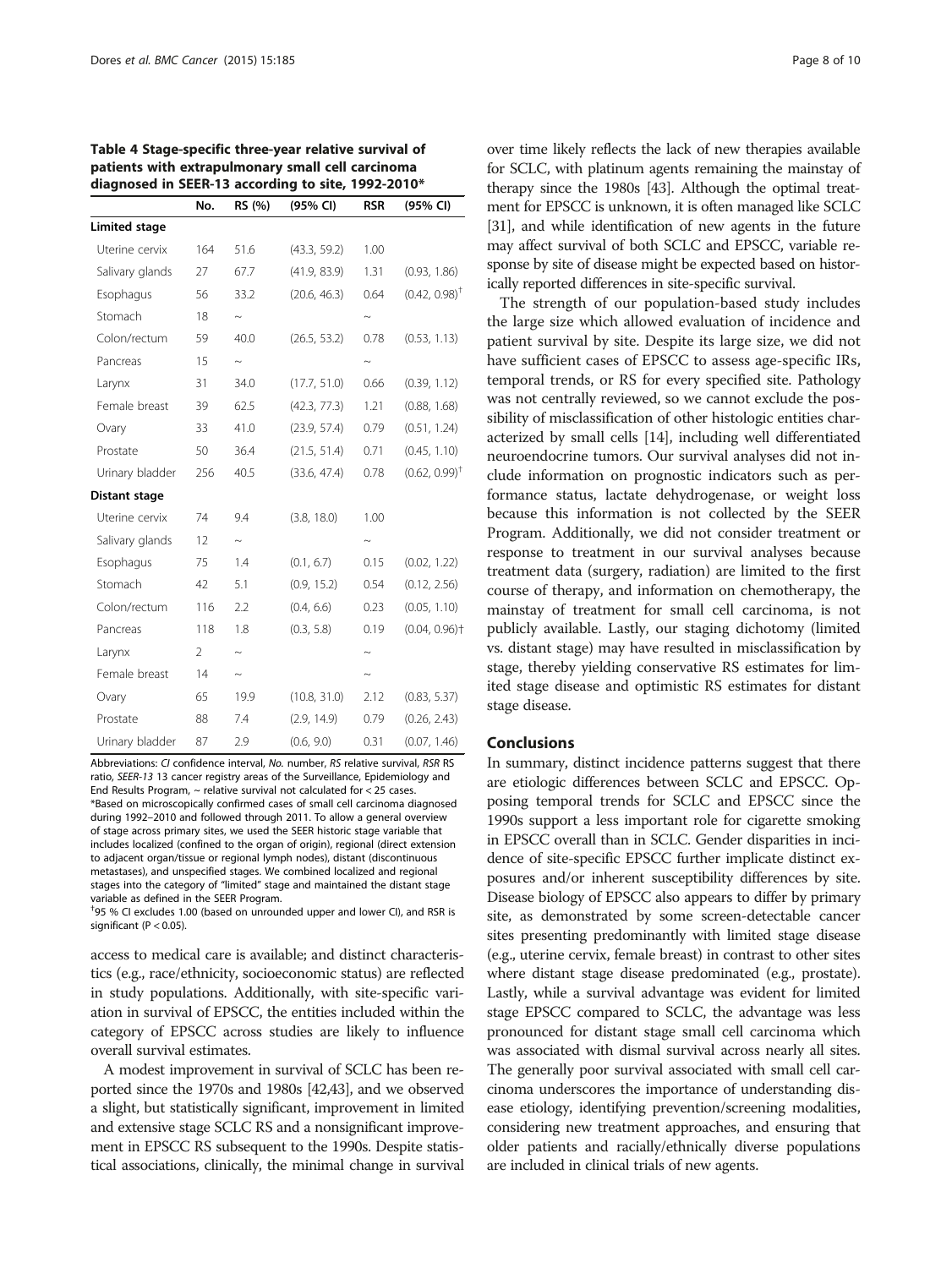**Table 4 Stage-specific three-year relative survival of patients with extrapulmonary small cell carcinoma diagnosed in SEER-13 according to site, 1992-2010***

| | No. | RS (%) | (95% CI) | RSR | (95% CI) |
|---|---|---|---|---|---|
| **Limited stage** | | | | | |
| Uterine cervix | 164 | 51.6 | (43.3, 59.2) | 1.00 | |
| Salivary glands | 27 | 67.7 | (41.9, 83.9) | 1.31 | (0.93, 1.86) |
| Esophagus | 56 | 33.2 | (20.6, 46.3) | 0.64 | (0.42, 0.98)[†] |
| Stomach | 18 | ~ | | ~ | |
| Colon/rectum | 59 | 40.0 | (26.5, 53.2) | 0.78 | (0.53, 1.13) |
| Pancreas | 15 | ~ | | ~ | |
| Larynx | 31 | 34.0 | (17.7, 51.0) | 0.66 | (0.39, 1.12) |
| Female breast | 39 | 62.5 | (42.3, 77.3) | 1.21 | (0.88, 1.68) |
| Ovary | 33 | 41.0 | (23.9, 57.4) | 0.79 | (0.51, 1.24) |
| Prostate | 50 | 36.4 | (21.5, 51.4) | 0.71 | (0.45, 1.10) |
| Urinary bladder | 256 | 40.5 | (33.6, 47.4) | 0.78 | (0.62, 0.99)[†] |
| **Distant stage** | | | | | |
| Uterine cervix | 74 | 9.4 | (3.8, 18.0) | 1.00 | |
| Salivary glands | 12 | ~ | | ~ | |
| Esophagus | 75 | 1.4 | (0.1, 6.7) | 0.15 | (0.02, 1.22) |
| Stomach | 42 | 5.1 | (0.9, 15.2) | 0.54 | (0.12, 2.56) |
| Colon/rectum | 116 | 2.2 | (0.4, 6.6) | 0.23 | (0.05, 1.10) |
| Pancreas | 118 | 1.8 | (0.3, 5.8) | 0.19 | (0.04, 0.96)† |
| Larynx | 2 | ~ | | ~ | |
| Female breast | 14 | ~ | | ~ | |
| Ovary | 65 | 19.9 | (10.8, 31.0) | 2.12 | (0.83, 5.37) |
| Prostate | 88 | 7.4 | (2.9, 14.9) | 0.79 | (0.26, 2.43) |
| Urinary bladder | 87 | 2.9 | (0.6, 9.0) | 0.31 | (0.07, 1.46) |

Abbreviations: *CI* confidence interval, *No.* number, *RS* relative survival, *RSR* RS ratio, *SEER-13* 13 cancer registry areas of the Surveillance, Epidemiology and End Results Program, ~ relative survival not calculated for < 25 cases.
*Based on microscopically confirmed cases of small cell carcinoma diagnosed during 1992–2010 and followed through 2011. To allow a general overview of stage across primary sites, we used the SEER historic stage variable that includes localized (confined to the organ of origin), regional (direct extension to adjacent organ/tissue or regional lymph nodes), distant (discontinuous metastases), and unspecified stages. We combined localized and regional stages into the category of "limited" stage and maintained the distant stage variable as defined in the SEER Program.
[†]95 % CI excludes 1.00 (based on unrounded upper and lower CI), and RSR is significant (P < 0.05).

access to medical care is available; and distinct characteristics (e.g., race/ethnicity, socioeconomic status) are reflected in study populations. Additionally, with site-specific variation in survival of EPSCC, the entities included within the category of EPSCC across studies are likely to influence overall survival estimates.

A modest improvement in survival of SCLC has been reported since the 1970s and 1980s [42,43], and we observed a slight, but statistically significant, improvement in limited and extensive stage SCLC RS and a nonsignificant improvement in EPSCC RS subsequent to the 1990s. Despite statistical associations, clinically, the minimal change in survival over time likely reflects the lack of new therapies available for SCLC, with platinum agents remaining the mainstay of therapy since the 1980s [43]. Although the optimal treatment for EPSCC is unknown, it is often managed like SCLC [31], and while identification of new agents in the future may affect survival of both SCLC and EPSCC, variable response by site of disease might be expected based on historically reported differences in site-specific survival.

The strength of our population-based study includes the large size which allowed evaluation of incidence and patient survival by site. Despite its large size, we did not have sufficient cases of EPSCC to assess age-specific IRs, temporal trends, or RS for every specified site. Pathology was not centrally reviewed, so we cannot exclude the possibility of misclassification of other histologic entities characterized by small cells [14], including well differentiated neuroendocrine tumors. Our survival analyses did not include information on prognostic indicators such as performance status, lactate dehydrogenase, or weight loss because this information is not collected by the SEER Program. Additionally, we did not consider treatment or response to treatment in our survival analyses because treatment data (surgery, radiation) are limited to the first course of therapy, and information on chemotherapy, the mainstay of treatment for small cell carcinoma, is not publicly available. Lastly, our staging dichotomy (limited vs. distant stage) may have resulted in misclassification by stage, thereby yielding conservative RS estimates for limited stage disease and optimistic RS estimates for distant stage disease.

## Conclusions

In summary, distinct incidence patterns suggest that there are etiologic differences between SCLC and EPSCC. Opposing temporal trends for SCLC and EPSCC since the 1990s support a less important role for cigarette smoking in EPSCC overall than in SCLC. Gender disparities in incidence of site-specific EPSCC further implicate distinct exposures and/or inherent susceptibility differences by site. Disease biology of EPSCC also appears to differ by primary site, as demonstrated by some screen-detectable cancer sites presenting predominantly with limited stage disease (e.g., uterine cervix, female breast) in contrast to other sites where distant stage disease predominated (e.g., prostate). Lastly, while a survival advantage was evident for limited stage EPSCC compared to SCLC, the advantage was less pronounced for distant stage small cell carcinoma which was associated with dismal survival across nearly all sites. The generally poor survival associated with small cell carcinoma underscores the importance of understanding disease etiology, identifying prevention/screening modalities, considering new treatment approaches, and ensuring that older patients and racially/ethnically diverse populations are included in clinical trials of new agents.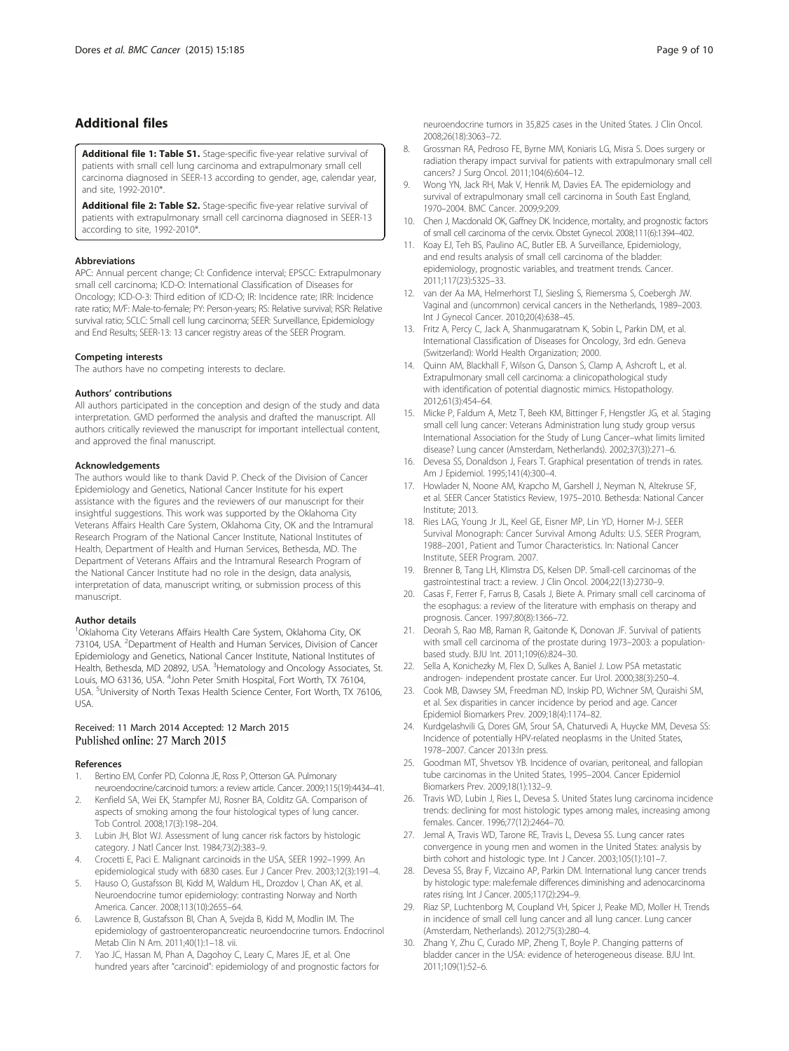## Additional files

**Additional file 1: Table S1.** Stage-specific five-year relative survival of patients with small cell lung carcinoma and extrapulmonary small cell carcinoma diagnosed in SEER-13 according to gender, age, calendar year, and site, 1992-2010*.

**Additional file 2: Table S2.** Stage-specific five-year relative survival of patients with extrapulmonary small cell carcinoma diagnosed in SEER-13 according to site, 1992-2010*.

#### Abbreviations

APC: Annual percent change; CI: Confidence interval; EPSCC: Extrapulmonary small cell carcinoma; ICD-O: International Classification of Diseases for Oncology; ICD-O-3: Third edition of ICD-O; IR: Incidence rate; IRR: Incidence rate ratio; M/F: Male-to-female; PY: Person-years; RS: Relative survival; RSR: Relative survival ratio; SCLC: Small cell lung carcinoma; SEER: Surveillance, Epidemiology and End Results; SEER-13: 13 cancer registry areas of the SEER Program.

#### Competing interests

The authors have no competing interests to declare.

#### Authors' contributions

All authors participated in the conception and design of the study and data interpretation. GMD performed the analysis and drafted the manuscript. All authors critically reviewed the manuscript for important intellectual content, and approved the final manuscript.

#### Acknowledgements

The authors would like to thank David P. Check of the Division of Cancer Epidemiology and Genetics, National Cancer Institute for his expert assistance with the figures and the reviewers of our manuscript for their insightful suggestions. This work was supported by the Oklahoma City Veterans Affairs Health Care System, Oklahoma City, OK and the Intramural Research Program of the National Cancer Institute, National Institutes of Health, Department of Health and Human Services, Bethesda, MD. The Department of Veterans Affairs and the Intramural Research Program of the National Cancer Institute had no role in the design, data analysis, interpretation of data, manuscript writing, or submission process of this manuscript.

#### Author details

[1]Oklahoma City Veterans Affairs Health Care System, Oklahoma City, OK 73104, USA. [2]Department of Health and Human Services, Division of Cancer Epidemiology and Genetics, National Cancer Institute, National Institutes of Health, Bethesda, MD 20892, USA. [3]Hematology and Oncology Associates, St. Louis, MO 63136, USA. [4]John Peter Smith Hospital, Fort Worth, TX 76104, USA. [5]University of North Texas Health Science Center, Fort Worth, TX 76106, USA.

Received: 11 March 2014 Accepted: 12 March 2015
Published online: 27 March 2015

#### References

1. Bertino EM, Confer PD, Colonna JE, Ross P, Otterson GA. Pulmonary neuroendocrine/carcinoid tumors: a review article. Cancer. 2009;115(19):4434–41.
2. Kenfield SA, Wei EK, Stampfer MJ, Rosner BA, Colditz GA. Comparison of aspects of smoking among the four histological types of lung cancer. Tob Control. 2008;17(3):198–204.
3. Lubin JH, Blot WJ. Assessment of lung cancer risk factors by histologic category. J Natl Cancer Inst. 1984;73(2):383–9.
4. Crocetti E, Paci E. Malignant carcinoids in the USA, SEER 1992–1999. An epidemiological study with 6830 cases. Eur J Cancer Prev. 2003;12(3):191–4.
5. Hauso O, Gustafsson BI, Kidd M, Waldum HL, Drozdov I, Chan AK, et al. Neuroendocrine tumor epidemiology: contrasting Norway and North America. Cancer. 2008;113(10):2655–64.
6. Lawrence B, Gustafsson BI, Chan A, Svejda B, Kidd M, Modlin IM. The epidemiology of gastroenteropancreatic neuroendocrine tumors. Endocrinol Metab Clin N Am. 2011;40(1):1–18. vii.
7. Yao JC, Hassan M, Phan A, Dagohoy C, Leary C, Mares JE, et al. One hundred years after "carcinoid": epidemiology of and prognostic factors for neuroendocrine tumors in 35,825 cases in the United States. J Clin Oncol. 2008;26(18):3063–72.
8. Grossman RA, Pedroso FE, Byrne MM, Koniaris LG, Misra S. Does surgery or radiation therapy impact survival for patients with extrapulmonary small cell cancers? J Surg Oncol. 2011;104(6):604–12.
9. Wong YN, Jack RH, Mak V, Henrik M, Davies EA. The epidemiology and survival of extrapulmonary small cell carcinoma in South East England, 1970–2004. BMC Cancer. 2009;9:209.
10. Chen J, Macdonald OK, Gaffney DK. Incidence, mortality, and prognostic factors of small cell carcinoma of the cervix. Obstet Gynecol. 2008;111(6):1394–402.
11. Koay EJ, Teh BS, Paulino AC, Butler EB. A Surveillance, Epidemiology, and end results analysis of small cell carcinoma of the bladder: epidemiology, prognostic variables, and treatment trends. Cancer. 2011;117(23):5325–33.
12. van der Aa MA, Helmerhorst TJ, Siesling S, Riemersma S, Coebergh JW. Vaginal and (uncommon) cervical cancers in the Netherlands, 1989–2003. Int J Gynecol Cancer. 2010;20(4):638–45.
13. Fritz A, Percy C, Jack A, Shanmugaratnam K, Sobin L, Parkin DM, et al. International Classification of Diseases for Oncology, 3rd edn. Geneva (Switzerland): World Health Organization; 2000.
14. Quinn AM, Blackhall F, Wilson G, Danson S, Clamp A, Ashcroft L, et al. Extrapulmonary small cell carcinoma: a clinicopathological study with identification of potential diagnostic mimics. Histopathology. 2012;61(3):454–64.
15. Micke P, Faldum A, Metz T, Beeh KM, Bittinger F, Hengstler JG, et al. Staging small cell lung cancer: Veterans Administration lung study group versus International Association for the Study of Lung Cancer–what limits limited disease? Lung cancer (Amsterdam, Netherlands). 2002;37(3)):271–6.
16. Devesa SS, Donaldson J, Fears T. Graphical presentation of trends in rates. Am J Epidemiol. 1995;141(4):300–4.
17. Howlader N, Noone AM, Krapcho M, Garshell J, Neyman N, Altekruse SF, et al. SEER Cancer Statistics Review, 1975–2010. Bethesda: National Cancer Institute; 2013.
18. Ries LAG, Young Jr JL, Keel GE, Eisner MP, Lin YD, Horner M-J. SEER Survival Monograph: Cancer Survival Among Adults: U.S. SEER Program, 1988–2001, Patient and Tumor Characteristics. In: National Cancer Institute, SEER Program. 2007.
19. Brenner B, Tang LH, Klimstra DS, Kelsen DP. Small-cell carcinomas of the gastrointestinal tract: a review. J Clin Oncol. 2004;22(13):2730–9.
20. Casas F, Ferrer F, Farrus B, Casals J, Biete A. Primary small cell carcinoma of the esophagus: a review of the literature with emphasis on therapy and prognosis. Cancer. 1997;80(8):1366–72.
21. Deorah S, Rao MB, Raman R, Gaitonde K, Donovan JF. Survival of patients with small cell carcinoma of the prostate during 1973–2003: a population-based study. BJU Int. 2011;109(6):824–30.
22. Sella A, Konichezky M, Flex D, Sulkes A, Baniel J. Low PSA metastatic androgen- independent prostate cancer. Eur Urol. 2000;38(3):250–4.
23. Cook MB, Dawsey SM, Freedman ND, Inskip PD, Wichner SM, Quraishi SM, et al. Sex disparities in cancer incidence by period and age. Cancer Epidemiol Biomarkers Prev. 2009;18(4):1174–82.
24. Kurdgelashvili G, Dores GM, Srour SA, Chaturvedi A, Huycke MM, Devesa SS: Incidence of potentially HPV-related neoplasms in the United States, 1978–2007. Cancer 2013:In press.
25. Goodman MT, Shvetsov YB. Incidence of ovarian, peritoneal, and fallopian tube carcinomas in the United States, 1995–2004. Cancer Epidemiol Biomarkers Prev. 2009;18(1):132–9.
26. Travis WD, Lubin J, Ries L, Devesa S. United States lung carcinoma incidence trends: declining for most histologic types among males, increasing among females. Cancer. 1996;77(12):2464–70.
27. Jemal A, Travis WD, Tarone RE, Travis L, Devesa SS. Lung cancer rates convergence in young men and women in the United States: analysis by birth cohort and histologic type. Int J Cancer. 2003;105(1):101–7.
28. Devesa SS, Bray F, Vizcaino AP, Parkin DM. International lung cancer trends by histologic type: male:female differences diminishing and adenocarcinoma rates rising. Int J Cancer. 2005;117(2):294–9.
29. Riaz SP, Luchtenborg M, Coupland VH, Spicer J, Peake MD, Moller H. Trends in incidence of small cell lung cancer and all lung cancer. Lung cancer (Amsterdam, Netherlands). 2012;75(3):280–4.
30. Zhang Y, Zhu C, Curado MP, Zheng T, Boyle P. Changing patterns of bladder cancer in the USA: evidence of heterogeneous disease. BJU Int. 2011;109(1):52–6.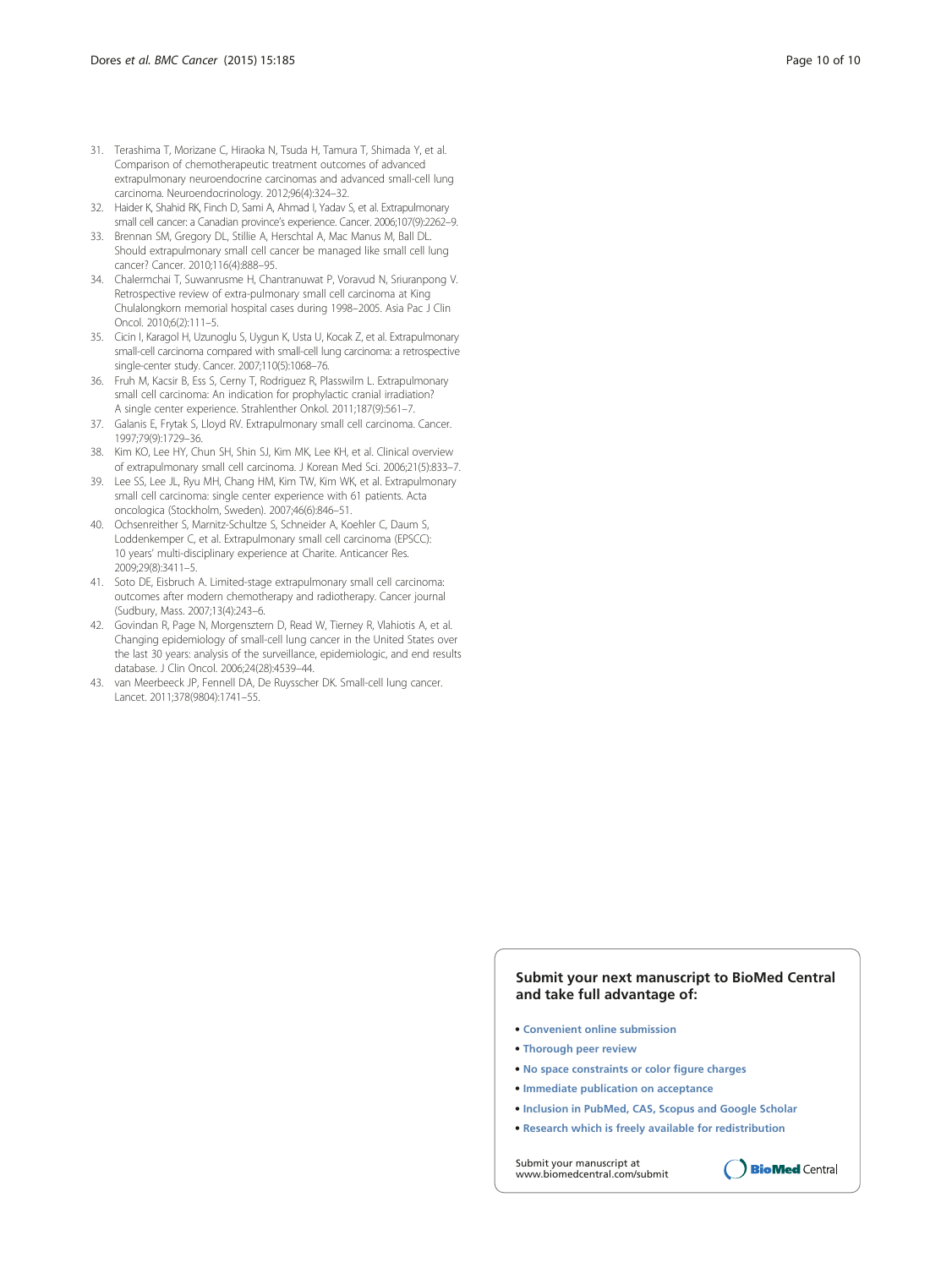31. Terashima T, Morizane C, Hiraoka N, Tsuda H, Tamura T, Shimada Y, et al. Comparison of chemotherapeutic treatment outcomes of advanced extrapulmonary neuroendocrine carcinomas and advanced small-cell lung carcinoma. Neuroendocrinology. 2012;96(4):324–32.
32. Haider K, Shahid RK, Finch D, Sami A, Ahmad I, Yadav S, et al. Extrapulmonary small cell cancer: a Canadian province's experience. Cancer. 2006;107(9):2262–9.
33. Brennan SM, Gregory DL, Stillie A, Herschtal A, Mac Manus M, Ball DL. Should extrapulmonary small cell cancer be managed like small cell lung cancer? Cancer. 2010;116(4):888–95.
34. Chalermchai T, Suwanrusme H, Chantranuwat P, Voravud N, Sriuranpong V. Retrospective review of extra-pulmonary small cell carcinoma at King Chulalongkorn memorial hospital cases during 1998–2005. Asia Pac J Clin Oncol. 2010;6(2):111–5.
35. Cicin I, Karagol H, Uzunoglu S, Uygun K, Usta U, Kocak Z, et al. Extrapulmonary small-cell carcinoma compared with small-cell lung carcinoma: a retrospective single-center study. Cancer. 2007;110(5):1068–76.
36. Fruh M, Kacsir B, Ess S, Cerny T, Rodriguez R, Plasswilm L. Extrapulmonary small cell carcinoma: An indication for prophylactic cranial irradiation? A single center experience. Strahlenther Onkol. 2011;187(9):561–7.
37. Galanis E, Frytak S, Lloyd RV. Extrapulmonary small cell carcinoma. Cancer. 1997;79(9):1729–36.
38. Kim KO, Lee HY, Chun SH, Shin SJ, Kim MK, Lee KH, et al. Clinical overview of extrapulmonary small cell carcinoma. J Korean Med Sci. 2006;21(5):833–7.
39. Lee SS, Lee JL, Ryu MH, Chang HM, Kim TW, Kim WK, et al. Extrapulmonary small cell carcinoma: single center experience with 61 patients. Acta oncologica (Stockholm, Sweden). 2007;46(6):846–51.
40. Ochsenreither S, Marnitz-Schultze S, Schneider A, Koehler C, Daum S, Loddenkemper C, et al. Extrapulmonary small cell carcinoma (EPSCC): 10 years' multi-disciplinary experience at Charite. Anticancer Res. 2009;29(8):3411–5.
41. Soto DE, Eisbruch A. Limited-stage extrapulmonary small cell carcinoma: outcomes after modern chemotherapy and radiotherapy. Cancer journal (Sudbury, Mass. 2007;13(4):243–6.
42. Govindan R, Page N, Morgensztern D, Read W, Tierney R, Vlahiotis A, et al. Changing epidemiology of small-cell lung cancer in the United States over the last 30 years: analysis of the surveillance, epidemiologic, and end results database. J Clin Oncol. 2006;24(28):4539–44.
43. van Meerbeeck JP, Fennell DA, De Ruysscher DK. Small-cell lung cancer. Lancet. 2011;378(9804):1741–55.

**Submit your next manuscript to BioMed Central and take full advantage of:**

- **Convenient online submission**
- **Thorough peer review**
- **No space constraints or color figure charges**
- **Immediate publication on acceptance**
- **Inclusion in PubMed, CAS, Scopus and Google Scholar**
- **Research which is freely available for redistribution**

Submit your manuscript at www.biomedcentral.com/submit

BioMed Central